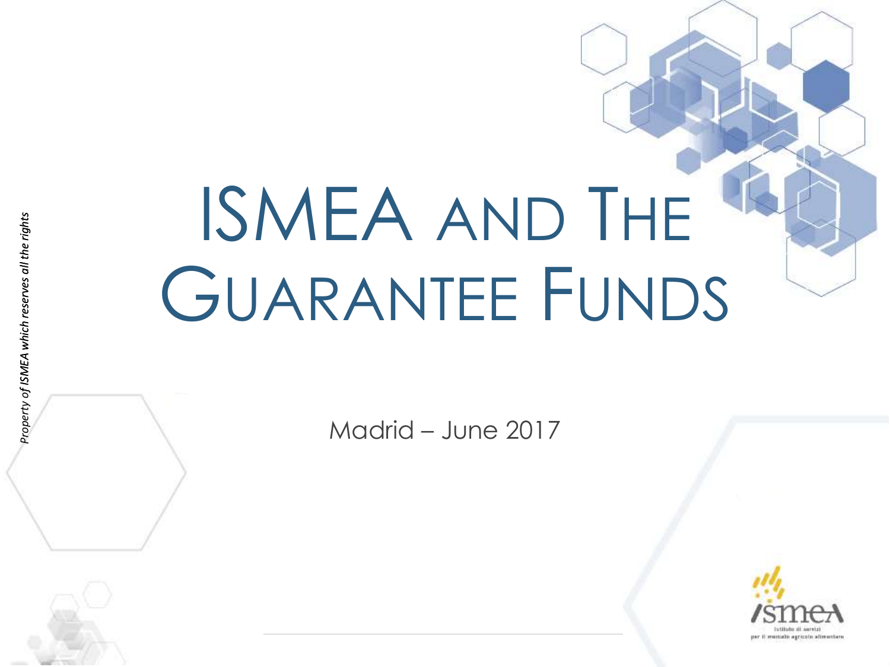# ISMEA AND THE GUARANTEE FUNDS

Madrid – June 2017

*Property of ISMEA which reserves all the rights*

ismea

Istituto di servizi per il mercato agricolo alimentare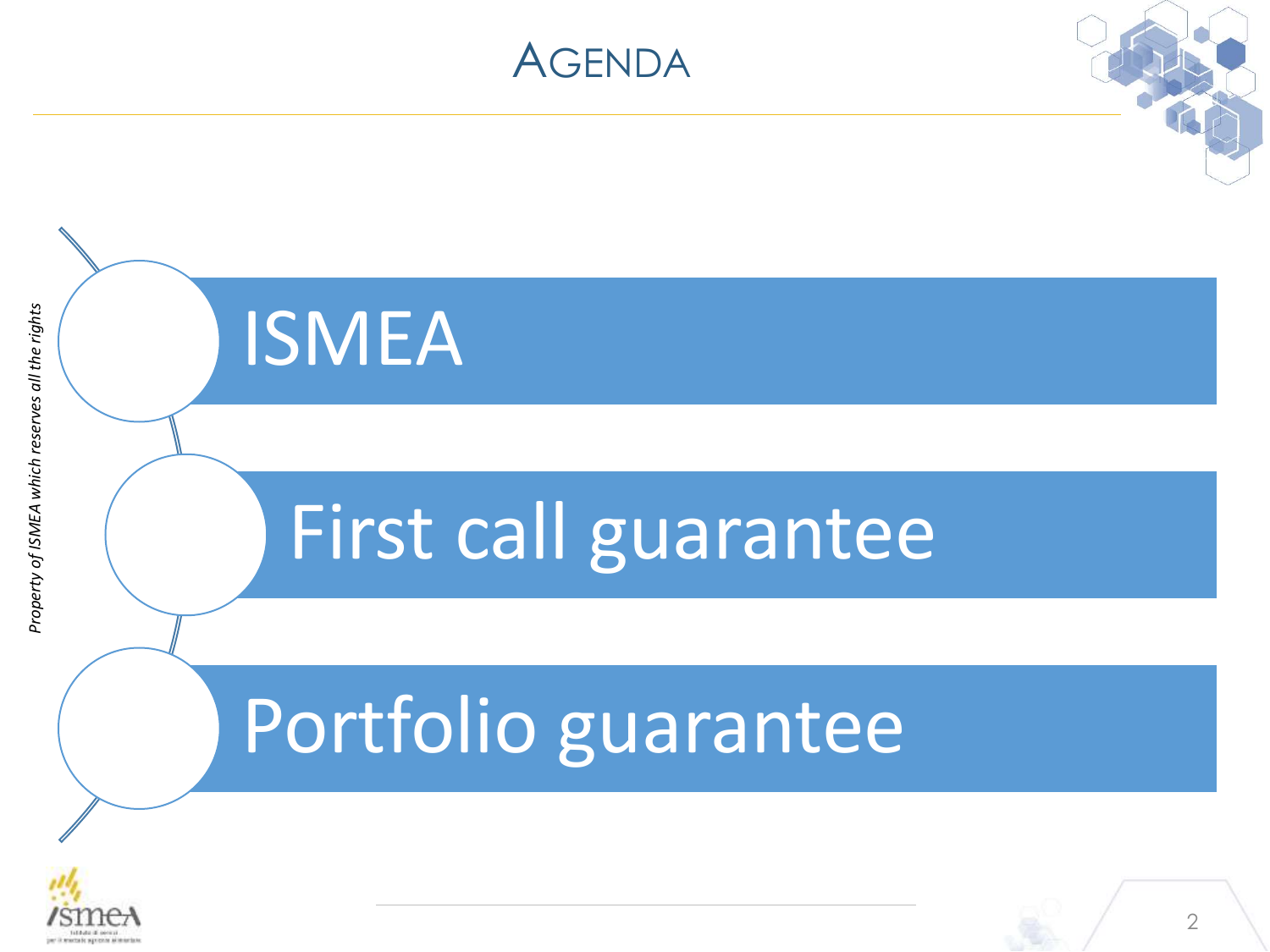# AGENDA

- ISMEA
- First call guarantee
- Portfolio guarantee

*Property of ISMEA which reserves all the rights*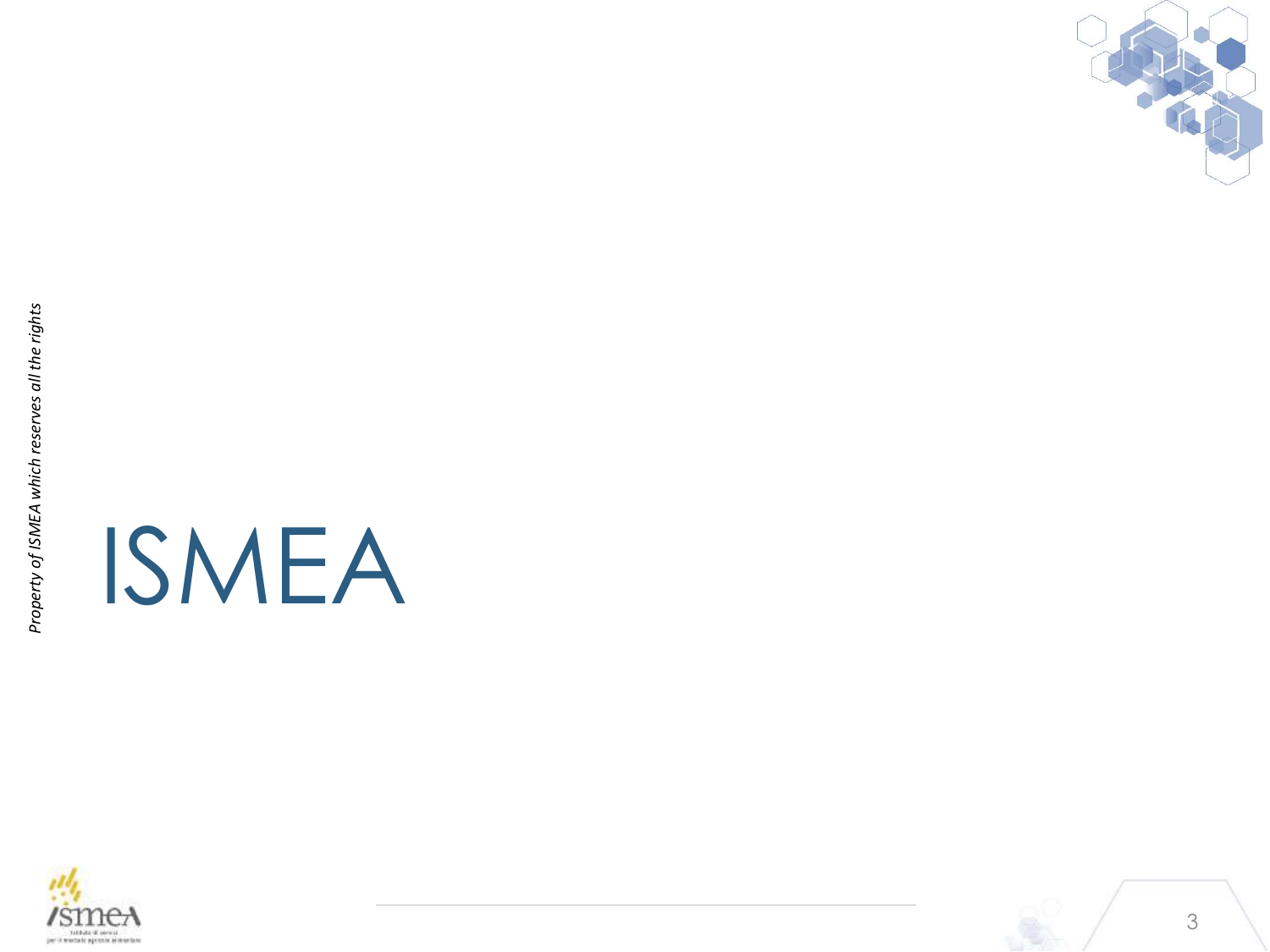# ISMEA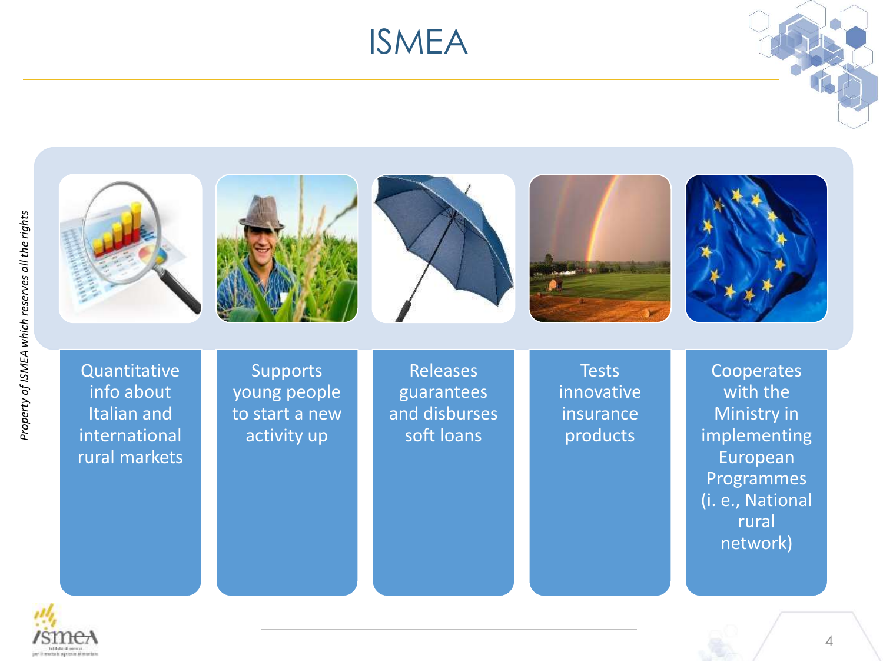# ISMEA

*Property of ISMEA which reserves all the rights*

- Quantitative info about Italian and international rural markets
- Supports young people to start a new activity up
- Releases guarantees and disburses soft loans
- Tests innovative insurance products
- Cooperates with the Ministry in implementing European Programmes (i. e., National rural network)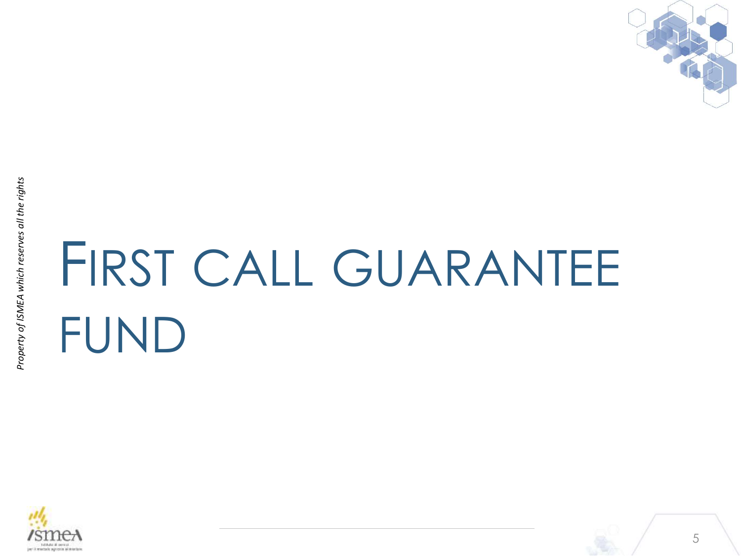# FIRST CALL GUARANTEE FUND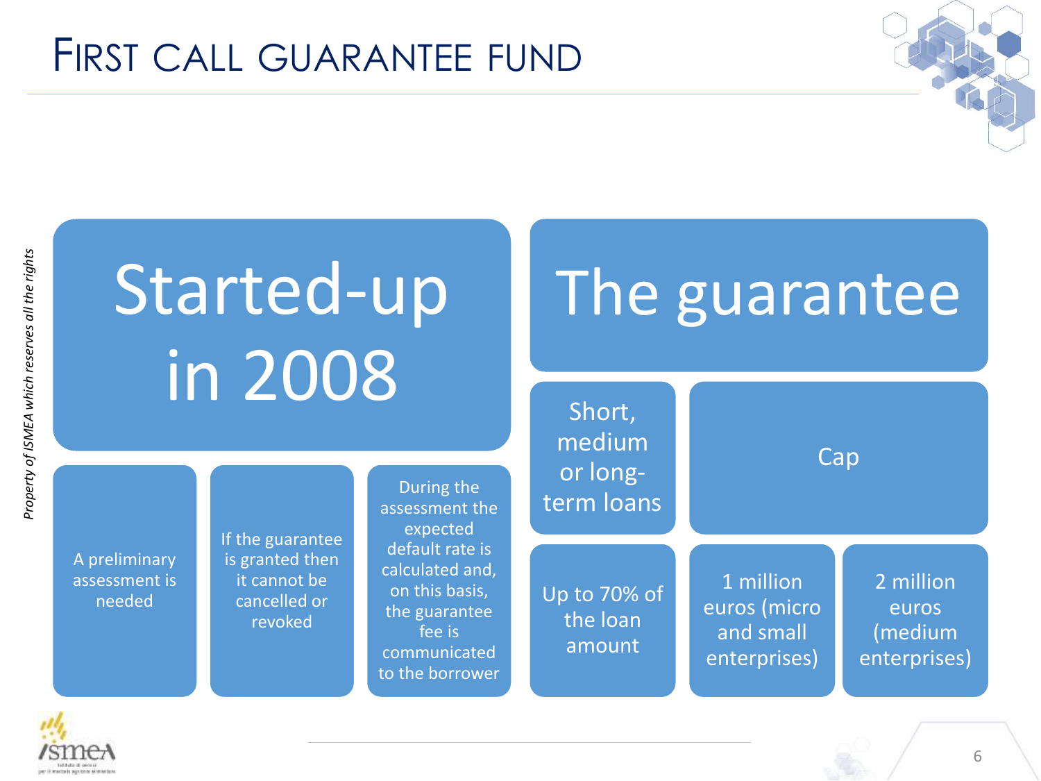# First call guarantee fund

## Started-up in 2008

- A preliminary assessment is needed
- If the guarantee is granted then it cannot be cancelled or revoked
- During the assessment the expected default rate is calculated and, on this basis, the guarantee fee is communicated to the borrower

## The guarantee

- Short, medium or long-term loans
  - Up to 70% of the loan amount
- Cap
  - 1 million euros (micro and small enterprises)
  - 2 million euros (medium enterprises)

*Property of ISMEA which reserves all the rights*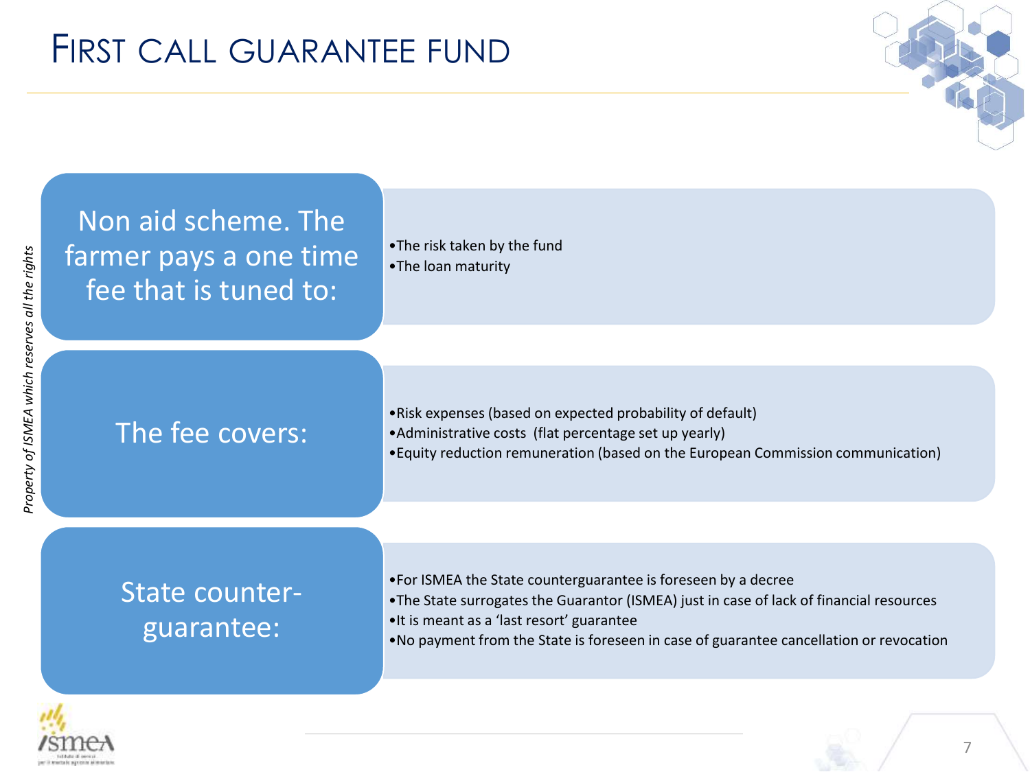# First call guarantee fund

**Non aid scheme. The farmer pays a one time fee that is tuned to:**

- The risk taken by the fund
- The loan maturity

**The fee covers:**

- Risk expenses (based on expected probability of default)
- Administrative costs (flat percentage set up yearly)
- Equity reduction remuneration (based on the European Commission communication)

**State counter-guarantee:**

- For ISMEA the State counterguarantee is foreseen by a decree
- The State surrogates the Guarantor (ISMEA) just in case of lack of financial resources
- It is meant as a 'last resort' guarantee
- No payment from the State is foreseen in case of guarantee cancellation or revocation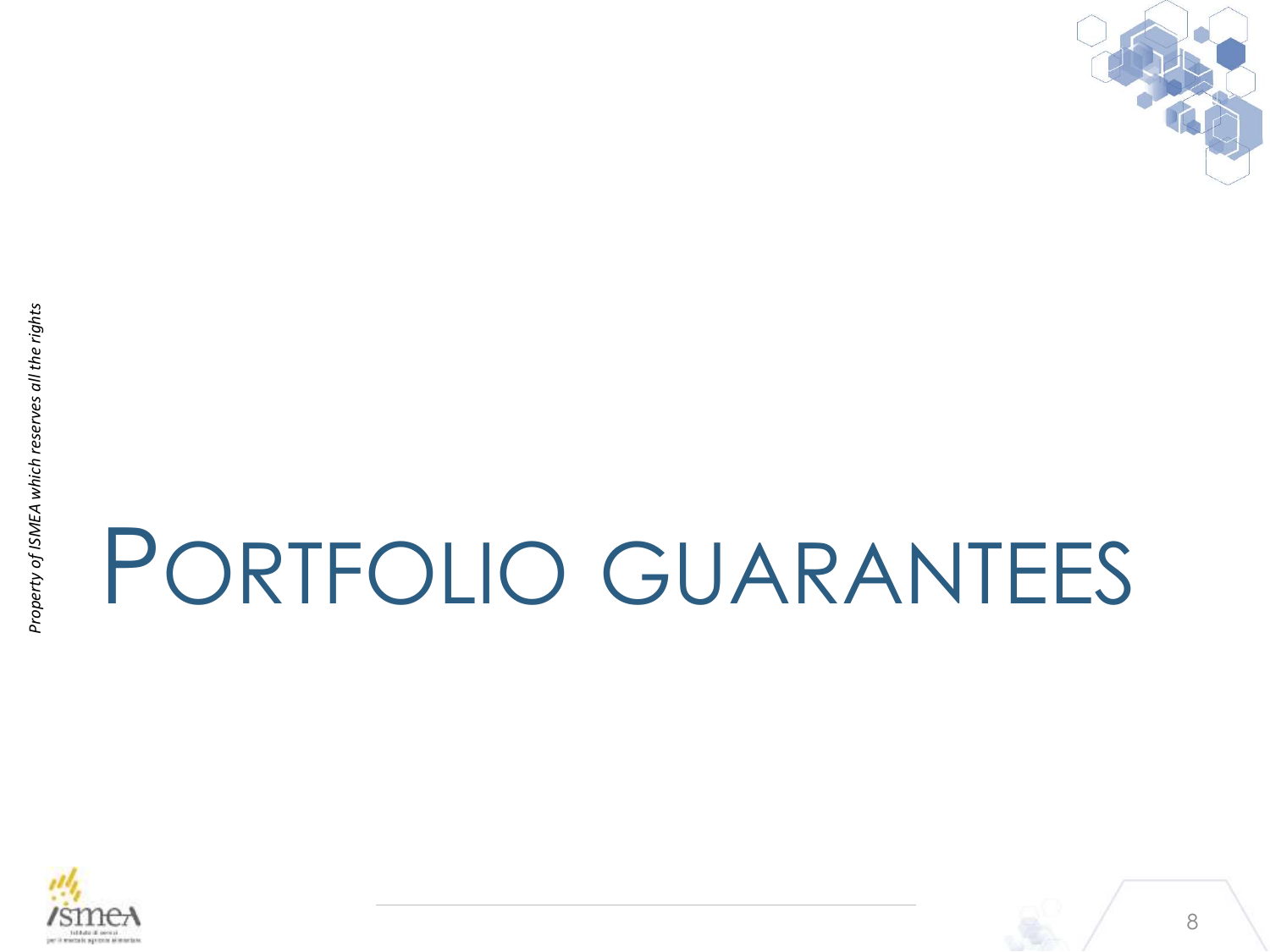# PORTFOLIO GUARANTEES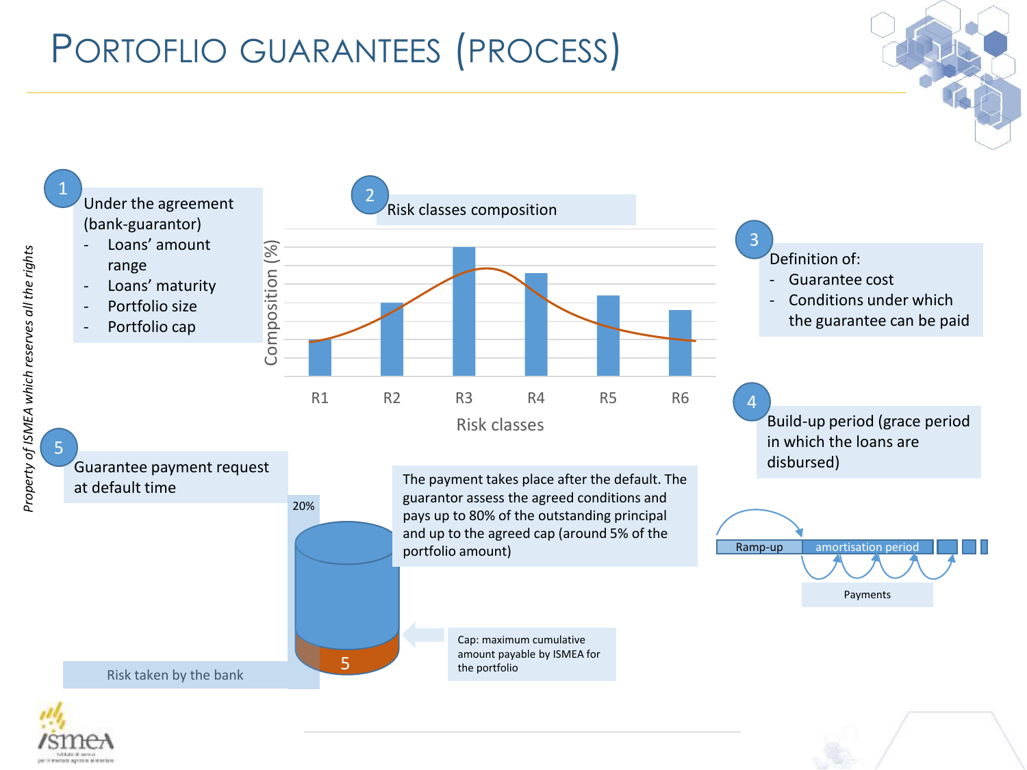# PORTOFLIO GUARANTEES (PROCESS)

*Property of ISMEA which reserves all the rights*

**1** Under the agreement (bank-guarantor)

- Loans' amount range
- Loans' maturity
- Portfolio size
- Portfolio cap

**2** Risk classes composition

Composition (%)

R1 R2 R3 R4 R5 R6

Risk classes

**3** Definition of:

- Guarantee cost
- Conditions under which the guarantee can be paid

**4** Build-up period (grace period in which the loans are disbursed)

Ramp-up | amortisation period

Payments

**5** Guarantee payment request at default time

20%

5

Risk taken by the bank

The payment takes place after the default. The guarantor assess the agreed conditions and pays up to 80% of the outstanding principal and up to the agreed cap (around 5% of the portfolio amount)

Cap: maximum cumulative amount payable by ISMEA for the portfolio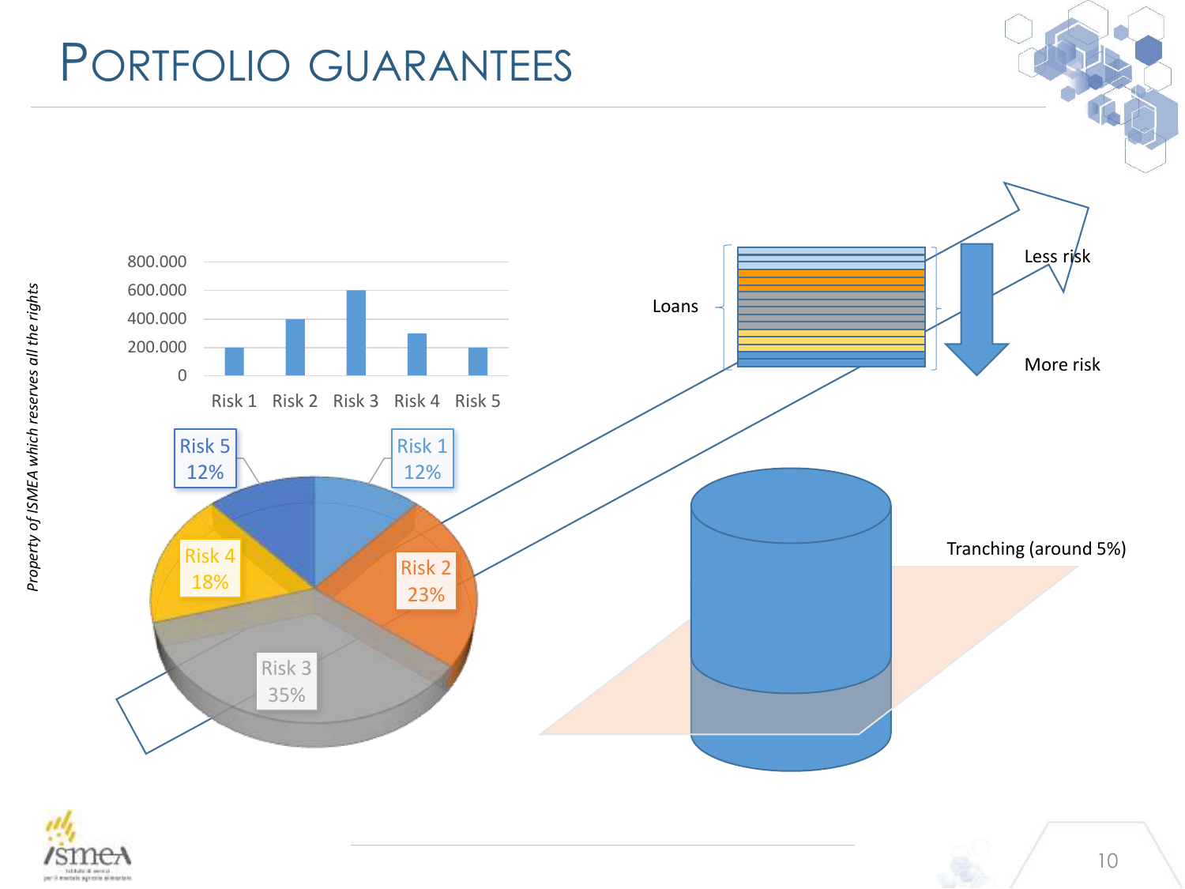# PORTFOLIO GUARANTEES

| | Risk 1 | Risk 2 | Risk 3 | Risk 4 | Risk 5 |
|---|---|---|---|---|---|
| Value | 200.000 | 400.000 | 600.000 | 300.000 | 200.000 |
| Share | 12% | 23% | 35% | 18% | 12% |

Loans

Less risk

More risk

Tranching (around 5%)

*Property of ISMEA which reserves all the rights*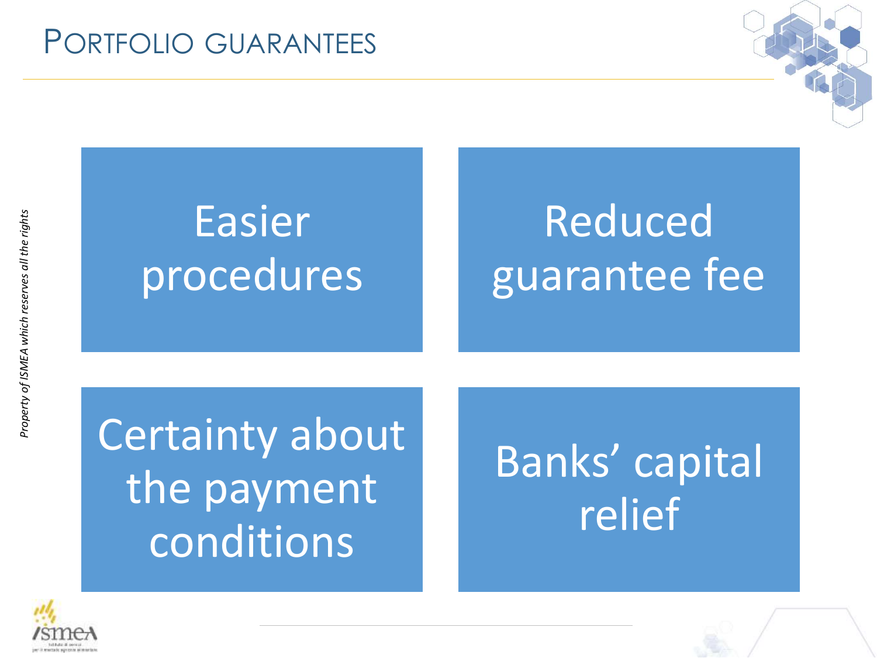# PORTFOLIO GUARANTEES

- Easier procedures
- Reduced guarantee fee
- Certainty about the payment conditions
- Banks' capital relief

*Property of ISMEA which reserves all the rights*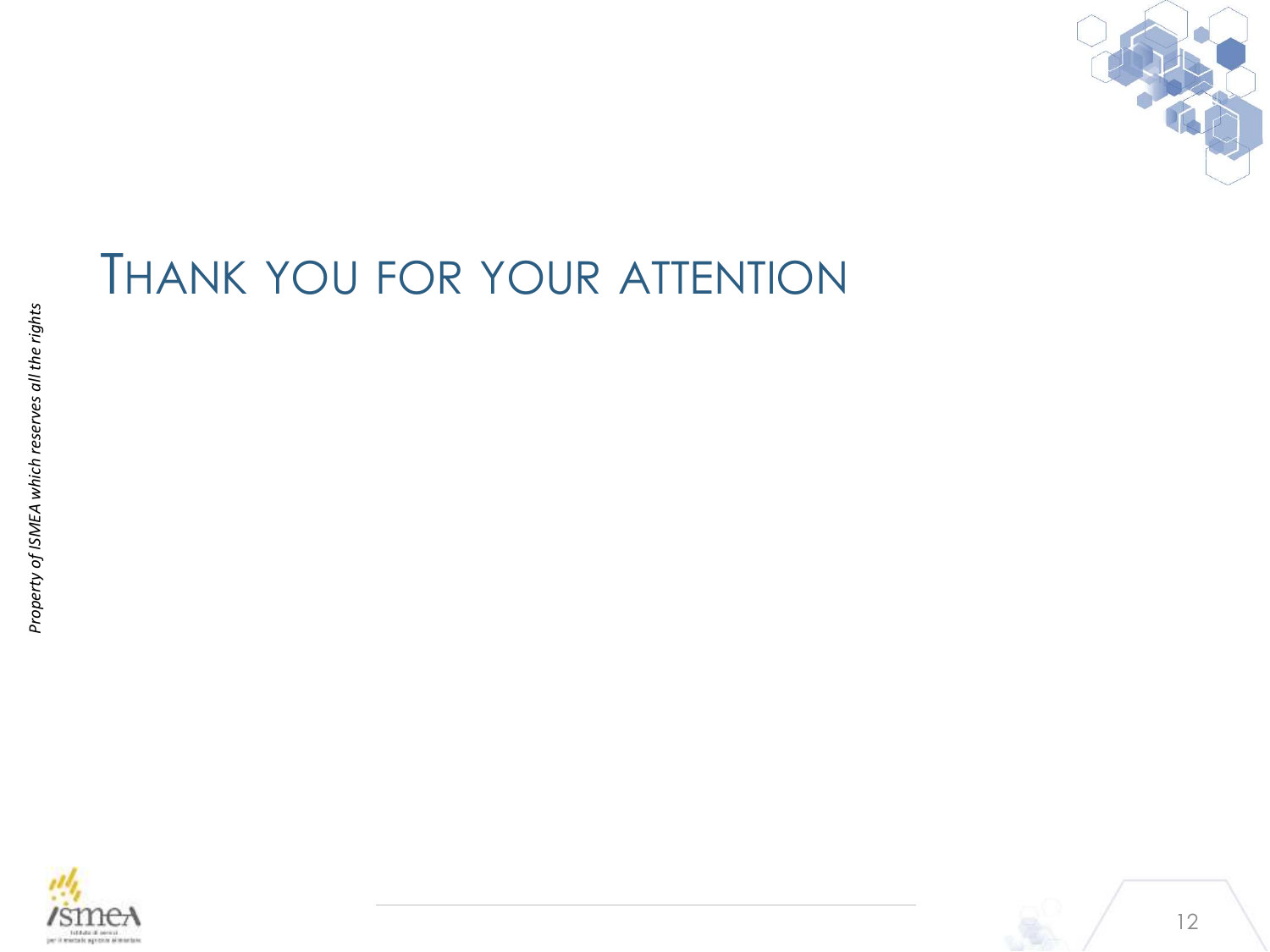# THANK YOU FOR YOUR ATTENTION

*Property of ISMEA which reserves all the rights*